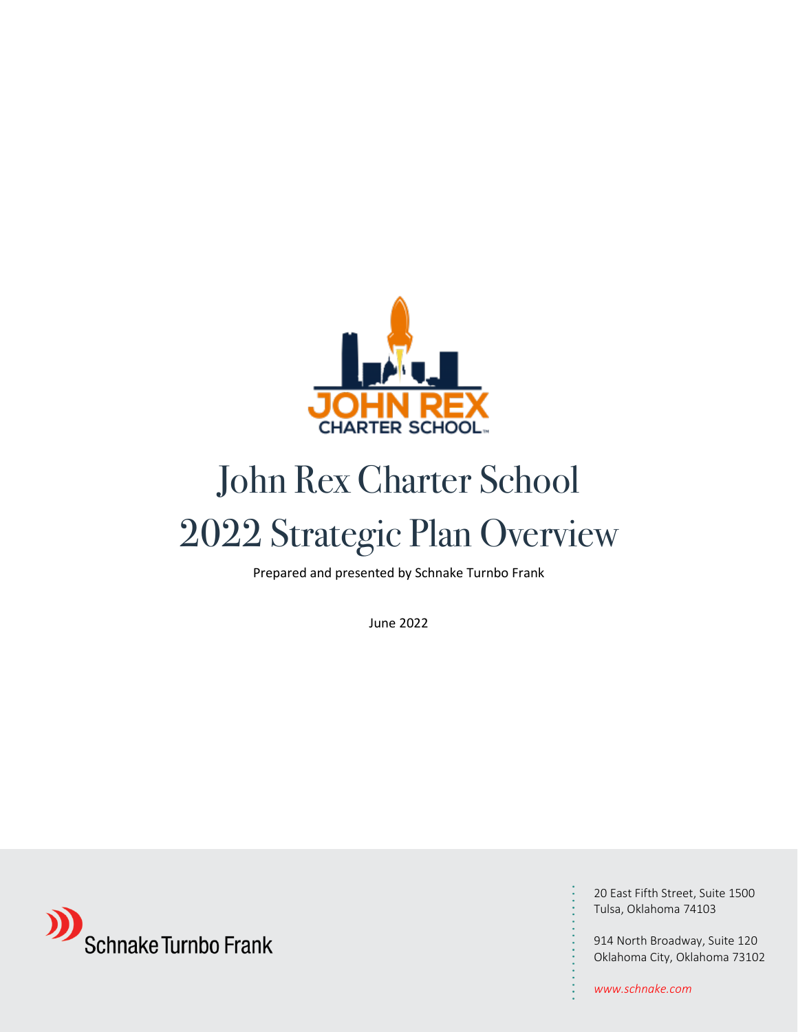# John Rex Charter School
# 2022 Strategic Plan Overview

Prepared and presented by Schnake Turnbo Frank

June 2022

Schnake Turnbo Frank

20 East Fifth Street, Suite 1500
Tulsa, Oklahoma 74103

914 North Broadway, Suite 120
Oklahoma City, Oklahoma 73102

*www.schnake.com*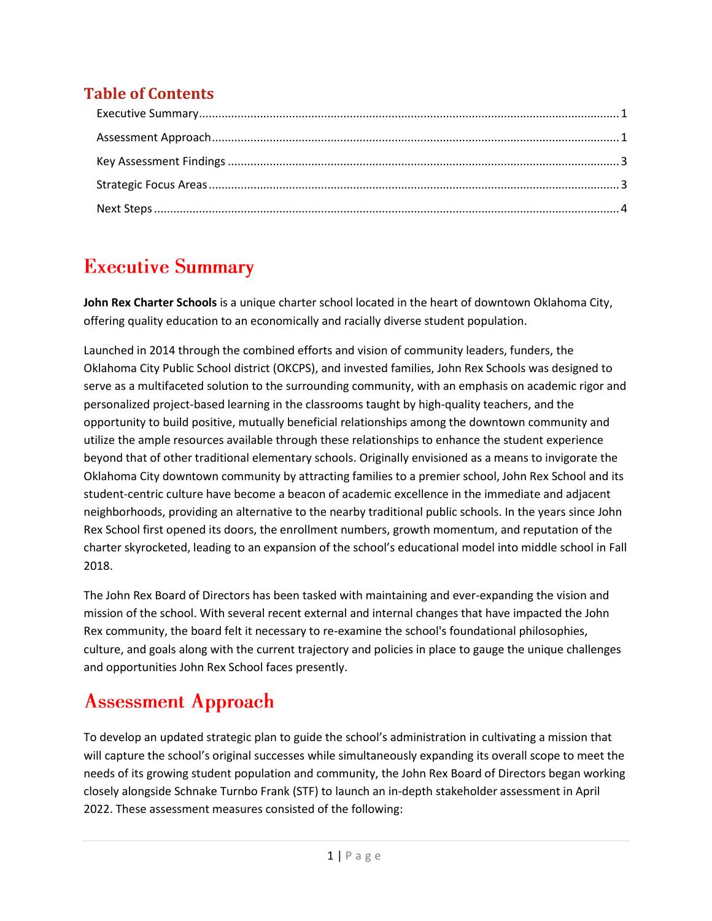## Table of Contents

Executive Summary ........ 1

Assessment Approach ........ 1

Key Assessment Findings ........ 3

Strategic Focus Areas ........ 3

Next Steps ........ 4

# Executive Summary

**John Rex Charter Schools** is a unique charter school located in the heart of downtown Oklahoma City, offering quality education to an economically and racially diverse student population.

Launched in 2014 through the combined efforts and vision of community leaders, funders, the Oklahoma City Public School district (OKCPS), and invested families, John Rex Schools was designed to serve as a multifaceted solution to the surrounding community, with an emphasis on academic rigor and personalized project-based learning in the classrooms taught by high-quality teachers, and the opportunity to build positive, mutually beneficial relationships among the downtown community and utilize the ample resources available through these relationships to enhance the student experience beyond that of other traditional elementary schools. Originally envisioned as a means to invigorate the Oklahoma City downtown community by attracting families to a premier school, John Rex School and its student-centric culture have become a beacon of academic excellence in the immediate and adjacent neighborhoods, providing an alternative to the nearby traditional public schools. In the years since John Rex School first opened its doors, the enrollment numbers, growth momentum, and reputation of the charter skyrocketed, leading to an expansion of the school's educational model into middle school in Fall 2018.

The John Rex Board of Directors has been tasked with maintaining and ever-expanding the vision and mission of the school. With several recent external and internal changes that have impacted the John Rex community, the board felt it necessary to re-examine the school's foundational philosophies, culture, and goals along with the current trajectory and policies in place to gauge the unique challenges and opportunities John Rex School faces presently.

# Assessment Approach

To develop an updated strategic plan to guide the school's administration in cultivating a mission that will capture the school's original successes while simultaneously expanding its overall scope to meet the needs of its growing student population and community, the John Rex Board of Directors began working closely alongside Schnake Turnbo Frank (STF) to launch an in-depth stakeholder assessment in April 2022. These assessment measures consisted of the following: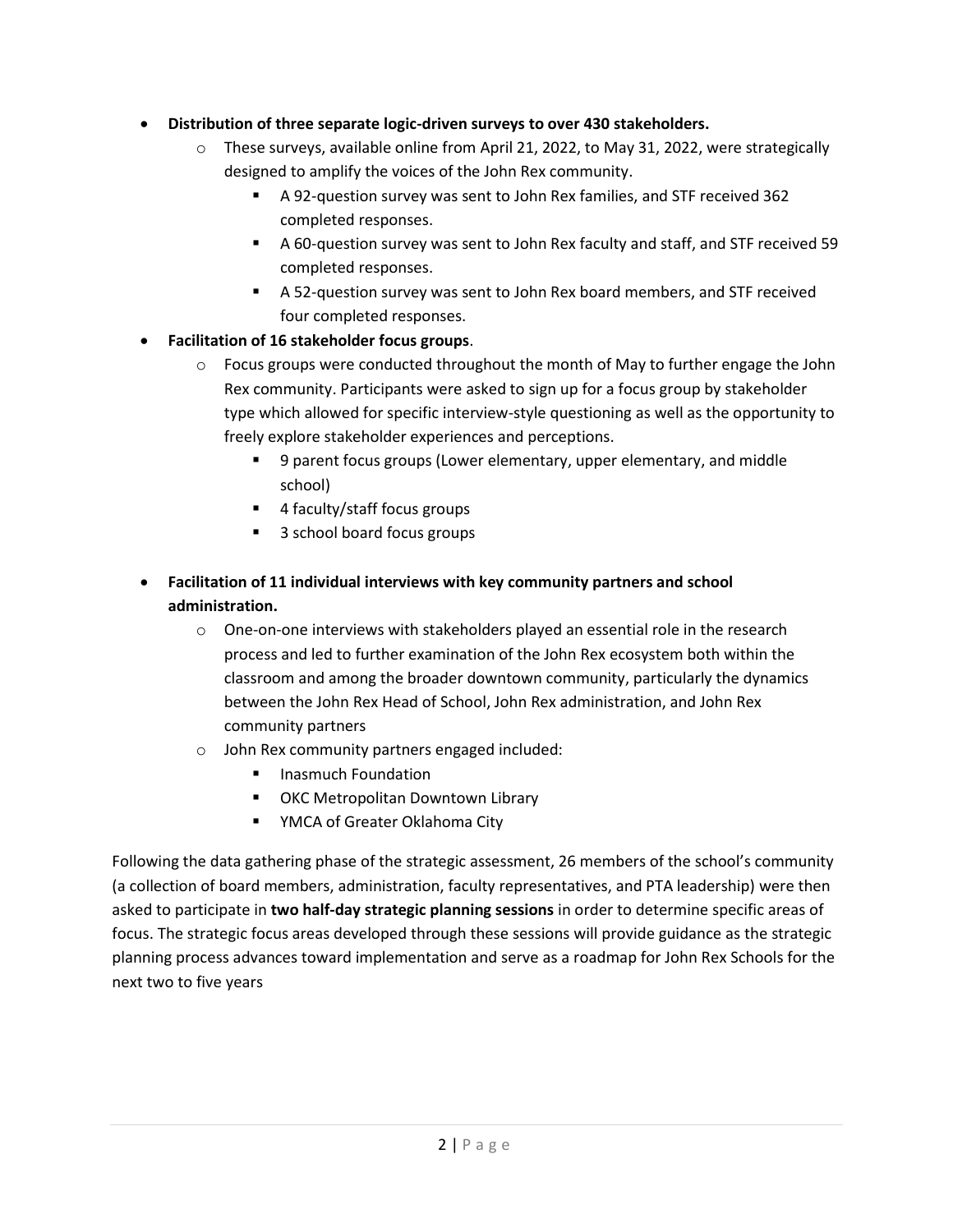- **Distribution of three separate logic-driven surveys to over 430 stakeholders.**
  - These surveys, available online from April 21, 2022, to May 31, 2022, were strategically designed to amplify the voices of the John Rex community.
    - A 92-question survey was sent to John Rex families, and STF received 362 completed responses.
    - A 60-question survey was sent to John Rex faculty and staff, and STF received 59 completed responses.
    - A 52-question survey was sent to John Rex board members, and STF received four completed responses.
- **Facilitation of 16 stakeholder focus groups**.
  - Focus groups were conducted throughout the month of May to further engage the John Rex community. Participants were asked to sign up for a focus group by stakeholder type which allowed for specific interview-style questioning as well as the opportunity to freely explore stakeholder experiences and perceptions.
    - 9 parent focus groups (Lower elementary, upper elementary, and middle school)
    - 4 faculty/staff focus groups
    - 3 school board focus groups
- **Facilitation of 11 individual interviews with key community partners and school administration.**
  - One-on-one interviews with stakeholders played an essential role in the research process and led to further examination of the John Rex ecosystem both within the classroom and among the broader downtown community, particularly the dynamics between the John Rex Head of School, John Rex administration, and John Rex community partners
  - John Rex community partners engaged included:
    - Inasmuch Foundation
    - OKC Metropolitan Downtown Library
    - YMCA of Greater Oklahoma City

Following the data gathering phase of the strategic assessment, 26 members of the school's community (a collection of board members, administration, faculty representatives, and PTA leadership) were then asked to participate in **two half-day strategic planning sessions** in order to determine specific areas of focus. The strategic focus areas developed through these sessions will provide guidance as the strategic planning process advances toward implementation and serve as a roadmap for John Rex Schools for the next two to five years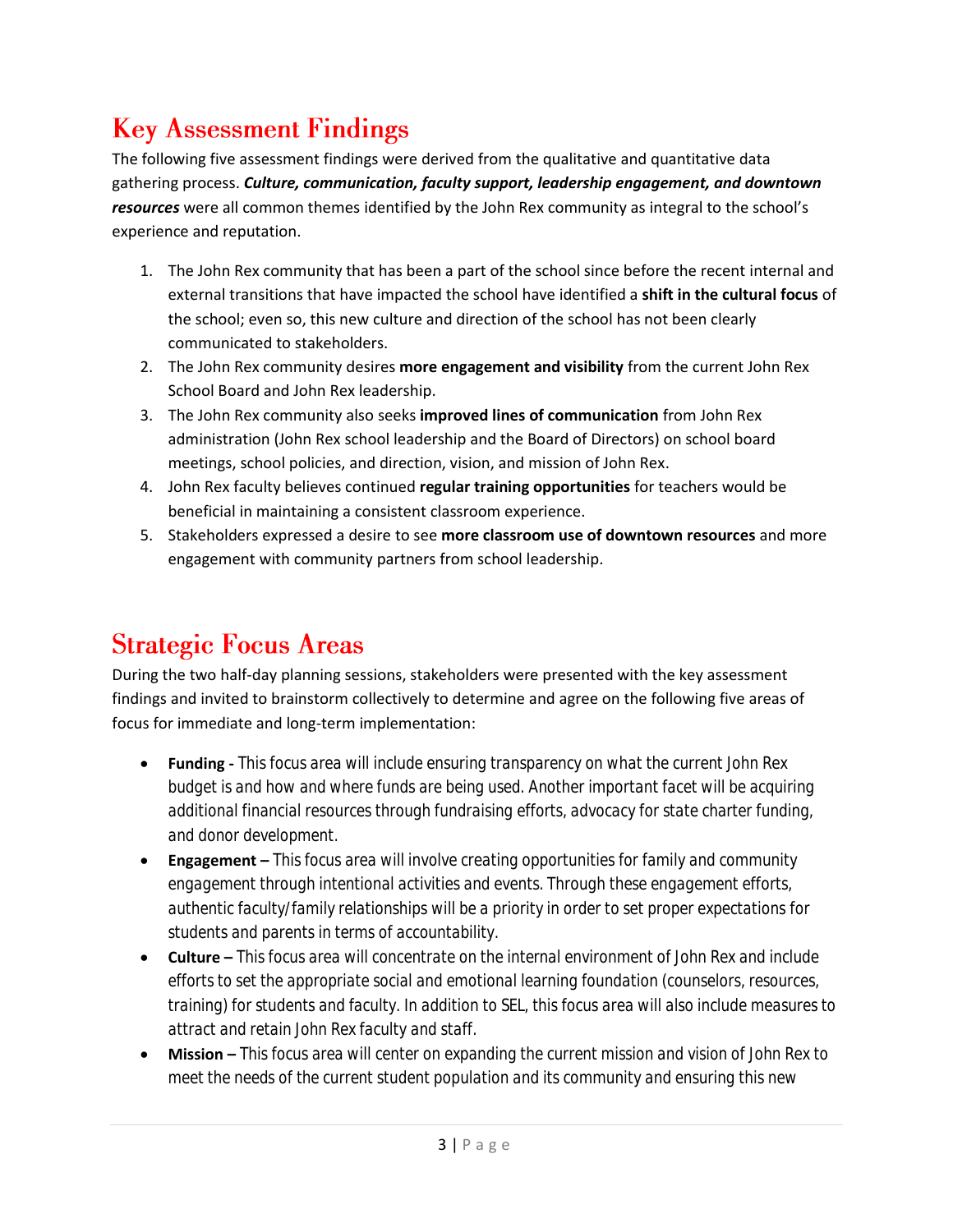## Key Assessment Findings

The following five assessment findings were derived from the qualitative and quantitative data gathering process. ***Culture, communication, faculty support, leadership engagement, and downtown resources*** were all common themes identified by the John Rex community as integral to the school's experience and reputation.

1. The John Rex community that has been a part of the school since before the recent internal and external transitions that have impacted the school have identified a **shift in the cultural focus** of the school; even so, this new culture and direction of the school has not been clearly communicated to stakeholders.
2. The John Rex community desires **more engagement and visibility** from the current John Rex School Board and John Rex leadership.
3. The John Rex community also seeks **improved lines of communication** from John Rex administration (John Rex school leadership and the Board of Directors) on school board meetings, school policies, and direction, vision, and mission of John Rex.
4. John Rex faculty believes continued **regular training opportunities** for teachers would be beneficial in maintaining a consistent classroom experience.
5. Stakeholders expressed a desire to see **more classroom use of downtown resources** and more engagement with community partners from school leadership.

## Strategic Focus Areas

During the two half-day planning sessions, stakeholders were presented with the key assessment findings and invited to brainstorm collectively to determine and agree on the following five areas of focus for immediate and long-term implementation:

- **Funding -** This focus area will include ensuring transparency on what the current John Rex budget is and how and where funds are being used. Another important facet will be acquiring additional financial resources through fundraising efforts, advocacy for state charter funding, and donor development.
- **Engagement –** This focus area will involve creating opportunities for family and community engagement through intentional activities and events. Through these engagement efforts, authentic faculty/family relationships will be a priority in order to set proper expectations for students and parents in terms of accountability.
- **Culture –** This focus area will concentrate on the internal environment of John Rex and include efforts to set the appropriate social and emotional learning foundation (counselors, resources, training) for students and faculty. In addition to SEL, this focus area will also include measures to attract and retain John Rex faculty and staff.
- **Mission –** This focus area will center on expanding the current mission and vision of John Rex to meet the needs of the current student population and its community and ensuring this new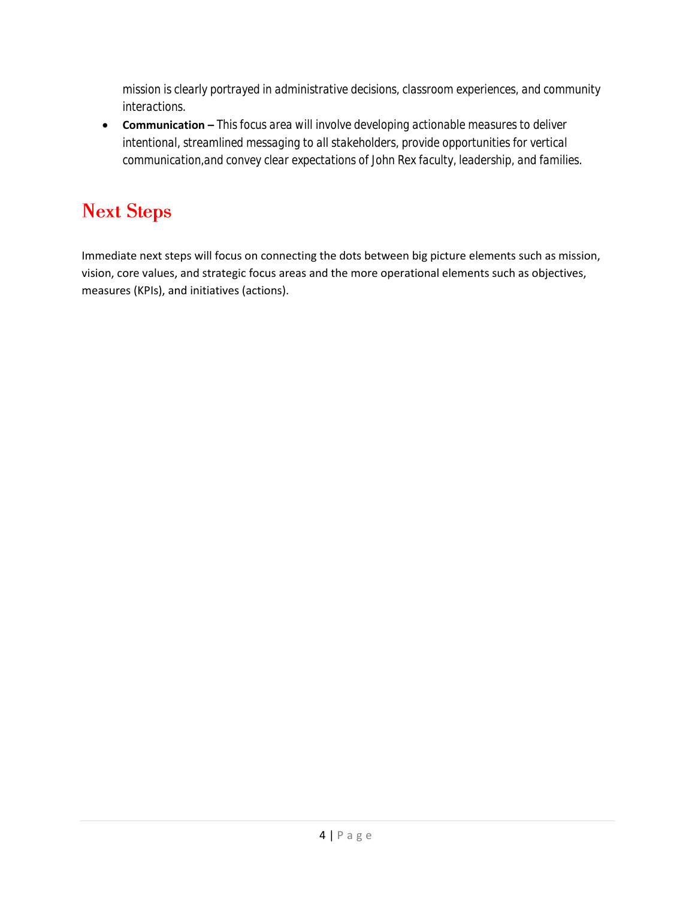mission is clearly portrayed in administrative decisions, classroom experiences, and community interactions.

- **Communication –** This focus area will involve developing actionable measures to deliver intentional, streamlined messaging to all stakeholders, provide opportunities for vertical communication,and convey clear expectations of John Rex faculty, leadership, and families.

# Next Steps

Immediate next steps will focus on connecting the dots between big picture elements such as mission, vision, core values, and strategic focus areas and the more operational elements such as objectives, measures (KPIs), and initiatives (actions).